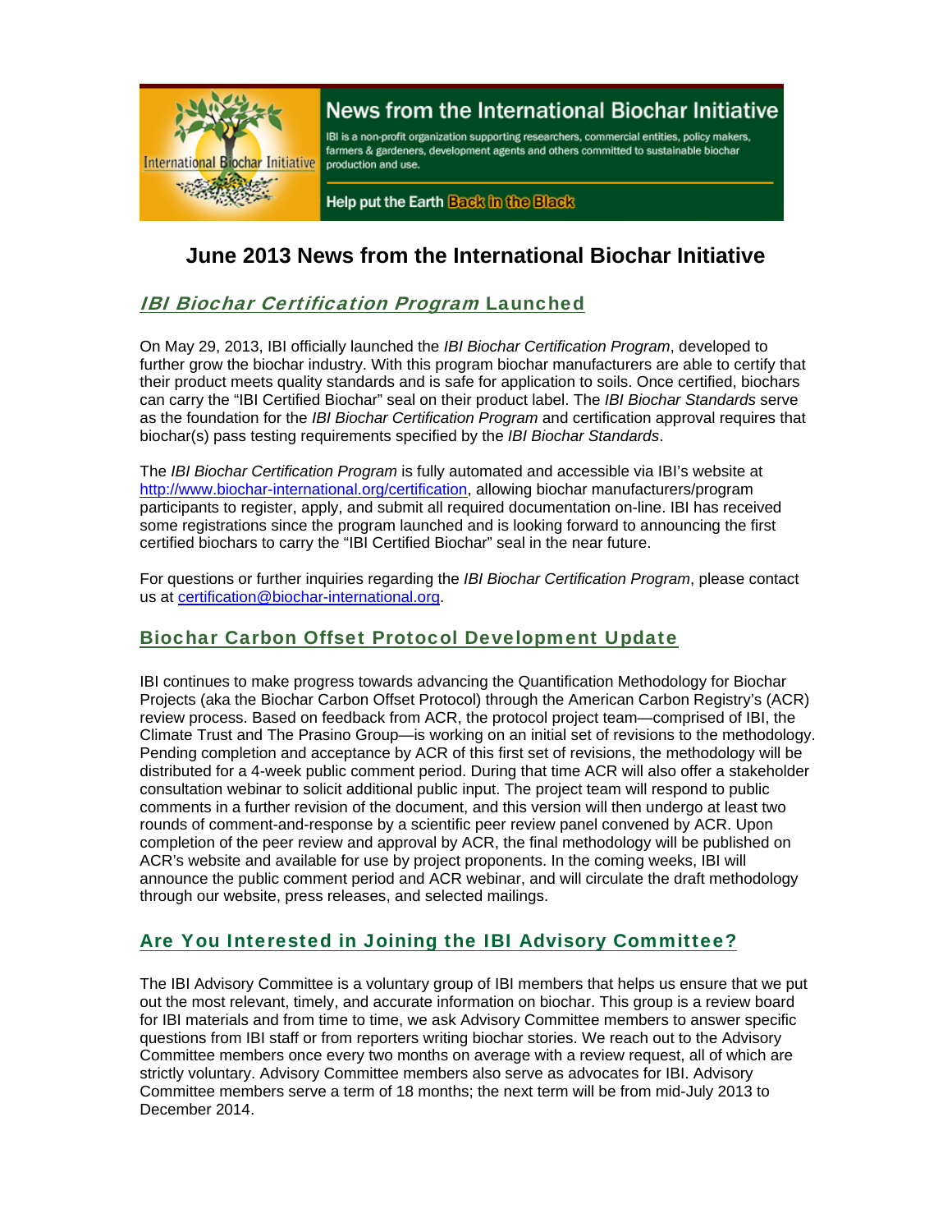News from the International Biochar Initiative

IBI is a non-profit organization supporting researchers, commercial entities, policy makers, farmers & gardeners, development agents and others committed to sustainable biochar production and use.

Help put the Earth Back in the Black

# June 2013 News from the International Biochar Initiative

## *IBI Biochar Certification Program* Launched

On May 29, 2013, IBI officially launched the *IBI Biochar Certification Program*, developed to further grow the biochar industry. With this program biochar manufacturers are able to certify that their product meets quality standards and is safe for application to soils. Once certified, biochars can carry the "IBI Certified Biochar" seal on their product label. The *IBI Biochar Standards* serve as the foundation for the *IBI Biochar Certification Program* and certification approval requires that biochar(s) pass testing requirements specified by the *IBI Biochar Standards*.

The *IBI Biochar Certification Program* is fully automated and accessible via IBI's website at http://www.biochar-international.org/certification, allowing biochar manufacturers/program participants to register, apply, and submit all required documentation on-line. IBI has received some registrations since the program launched and is looking forward to announcing the first certified biochars to carry the "IBI Certified Biochar" seal in the near future.

For questions or further inquiries regarding the *IBI Biochar Certification Program*, please contact us at certification@biochar-international.org.

## Biochar Carbon Offset Protocol Development Update

IBI continues to make progress towards advancing the Quantification Methodology for Biochar Projects (aka the Biochar Carbon Offset Protocol) through the American Carbon Registry's (ACR) review process. Based on feedback from ACR, the protocol project team—comprised of IBI, the Climate Trust and The Prasino Group—is working on an initial set of revisions to the methodology. Pending completion and acceptance by ACR of this first set of revisions, the methodology will be distributed for a 4-week public comment period. During that time ACR will also offer a stakeholder consultation webinar to solicit additional public input. The project team will respond to public comments in a further revision of the document, and this version will then undergo at least two rounds of comment-and-response by a scientific peer review panel convened by ACR. Upon completion of the peer review and approval by ACR, the final methodology will be published on ACR's website and available for use by project proponents. In the coming weeks, IBI will announce the public comment period and ACR webinar, and will circulate the draft methodology through our website, press releases, and selected mailings.

## Are You Interested in Joining the IBI Advisory Committee?

The IBI Advisory Committee is a voluntary group of IBI members that helps us ensure that we put out the most relevant, timely, and accurate information on biochar. This group is a review board for IBI materials and from time to time, we ask Advisory Committee members to answer specific questions from IBI staff or from reporters writing biochar stories. We reach out to the Advisory Committee members once every two months on average with a review request, all of which are strictly voluntary. Advisory Committee members also serve as advocates for IBI. Advisory Committee members serve a term of 18 months; the next term will be from mid-July 2013 to December 2014.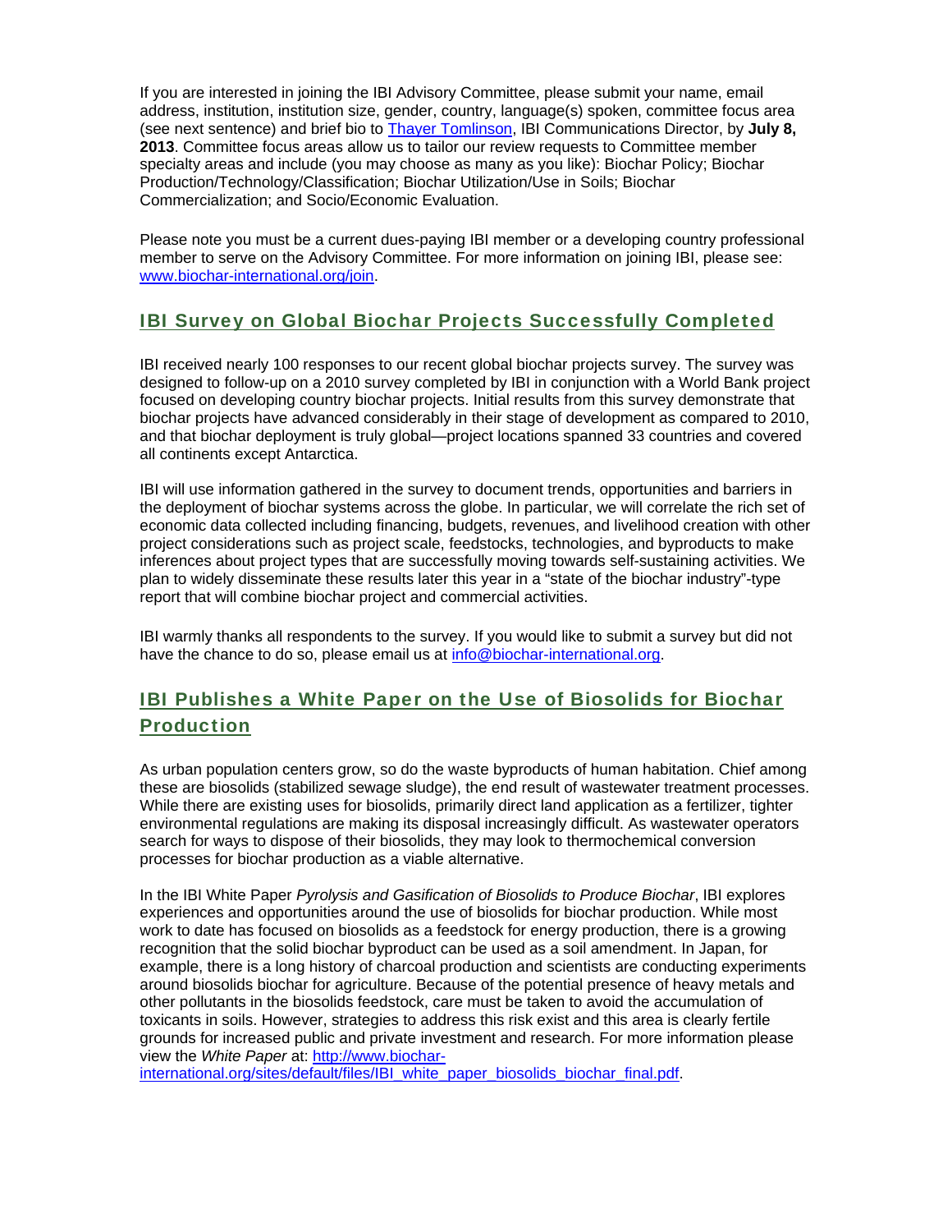If you are interested in joining the IBI Advisory Committee, please submit your name, email address, institution, institution size, gender, country, language(s) spoken, committee focus area (see next sentence) and brief bio to [Thayer Tomlinson](), IBI Communications Director, by **July 8, 2013**. Committee focus areas allow us to tailor our review requests to Committee member specialty areas and include (you may choose as many as you like): Biochar Policy; Biochar Production/Technology/Classification; Biochar Utilization/Use in Soils; Biochar Commercialization; and Socio/Economic Evaluation.

Please note you must be a current dues-paying IBI member or a developing country professional member to serve on the Advisory Committee. For more information on joining IBI, please see: [www.biochar-international.org/join](www.biochar-international.org/join).

## IBI Survey on Global Biochar Projects Successfully Completed

IBI received nearly 100 responses to our recent global biochar projects survey. The survey was designed to follow-up on a 2010 survey completed by IBI in conjunction with a World Bank project focused on developing country biochar projects. Initial results from this survey demonstrate that biochar projects have advanced considerably in their stage of development as compared to 2010, and that biochar deployment is truly global—project locations spanned 33 countries and covered all continents except Antarctica.

IBI will use information gathered in the survey to document trends, opportunities and barriers in the deployment of biochar systems across the globe. In particular, we will correlate the rich set of economic data collected including financing, budgets, revenues, and livelihood creation with other project considerations such as project scale, feedstocks, technologies, and byproducts to make inferences about project types that are successfully moving towards self-sustaining activities. We plan to widely disseminate these results later this year in a "state of the biochar industry"-type report that will combine biochar project and commercial activities.

IBI warmly thanks all respondents to the survey. If you would like to submit a survey but did not have the chance to do so, please email us at [info@biochar-international.org](mailto:info@biochar-international.org).

## IBI Publishes a White Paper on the Use of Biosolids for Biochar Production

As urban population centers grow, so do the waste byproducts of human habitation. Chief among these are biosolids (stabilized sewage sludge), the end result of wastewater treatment processes. While there are existing uses for biosolids, primarily direct land application as a fertilizer, tighter environmental regulations are making its disposal increasingly difficult. As wastewater operators search for ways to dispose of their biosolids, they may look to thermochemical conversion processes for biochar production as a viable alternative.

In the IBI White Paper *Pyrolysis and Gasification of Biosolids to Produce Biochar*, IBI explores experiences and opportunities around the use of biosolids for biochar production. While most work to date has focused on biosolids as a feedstock for energy production, there is a growing recognition that the solid biochar byproduct can be used as a soil amendment. In Japan, for example, there is a long history of charcoal production and scientists are conducting experiments around biosolids biochar for agriculture. Because of the potential presence of heavy metals and other pollutants in the biosolids feedstock, care must be taken to avoid the accumulation of toxicants in soils. However, strategies to address this risk exist and this area is clearly fertile grounds for increased public and private investment and research. For more information please view the *White Paper* at: [http://www.biochar-international.org/sites/default/files/IBI_white_paper_biosolids_biochar_final.pdf](http://www.biochar-international.org/sites/default/files/IBI_white_paper_biosolids_biochar_final.pdf).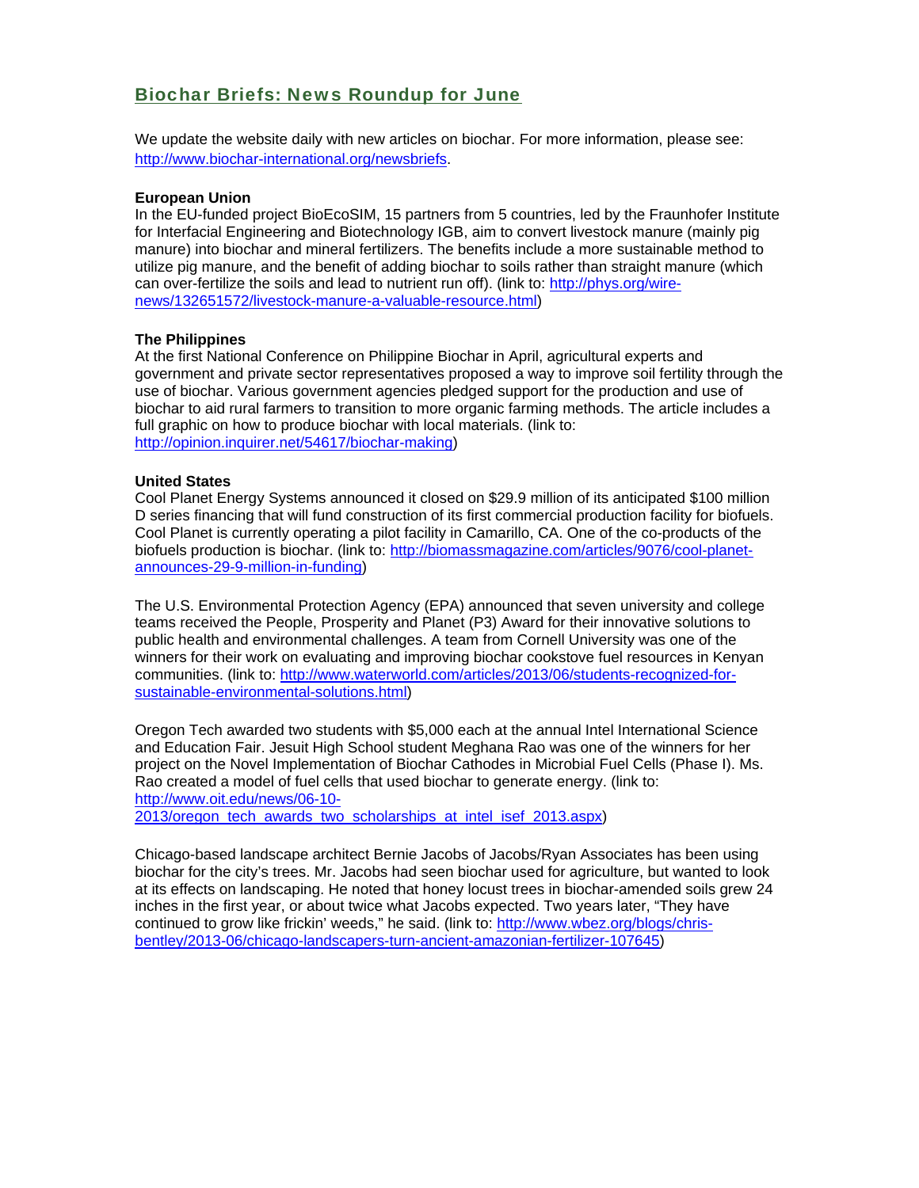## Biochar Briefs: News Roundup for June

We update the website daily with new articles on biochar. For more information, please see: http://www.biochar-international.org/newsbriefs.

**European Union**

In the EU-funded project BioEcoSIM, 15 partners from 5 countries, led by the Fraunhofer Institute for Interfacial Engineering and Biotechnology IGB, aim to convert livestock manure (mainly pig manure) into biochar and mineral fertilizers. The benefits include a more sustainable method to utilize pig manure, and the benefit of adding biochar to soils rather than straight manure (which can over-fertilize the soils and lead to nutrient run off). (link to: http://phys.org/wire-news/132651572/livestock-manure-a-valuable-resource.html)

**The Philippines**

At the first National Conference on Philippine Biochar in April, agricultural experts and government and private sector representatives proposed a way to improve soil fertility through the use of biochar. Various government agencies pledged support for the production and use of biochar to aid rural farmers to transition to more organic farming methods. The article includes a full graphic on how to produce biochar with local materials. (link to: http://opinion.inquirer.net/54617/biochar-making)

**United States**

Cool Planet Energy Systems announced it closed on $29.9 million of its anticipated $100 million D series financing that will fund construction of its first commercial production facility for biofuels. Cool Planet is currently operating a pilot facility in Camarillo, CA. One of the co-products of the biofuels production is biochar. (link to: http://biomassmagazine.com/articles/9076/cool-planet-announces-29-9-million-in-funding)

The U.S. Environmental Protection Agency (EPA) announced that seven university and college teams received the People, Prosperity and Planet (P3) Award for their innovative solutions to public health and environmental challenges. A team from Cornell University was one of the winners for their work on evaluating and improving biochar cookstove fuel resources in Kenyan communities. (link to: http://www.waterworld.com/articles/2013/06/students-recognized-for-sustainable-environmental-solutions.html)

Oregon Tech awarded two students with $5,000 each at the annual Intel International Science and Education Fair. Jesuit High School student Meghana Rao was one of the winners for her project on the Novel Implementation of Biochar Cathodes in Microbial Fuel Cells (Phase I). Ms. Rao created a model of fuel cells that used biochar to generate energy. (link to: http://www.oit.edu/news/06-10-2013/oregon_tech_awards_two_scholarships_at_intel_isef_2013.aspx)

Chicago-based landscape architect Bernie Jacobs of Jacobs/Ryan Associates has been using biochar for the city's trees. Mr. Jacobs had seen biochar used for agriculture, but wanted to look at its effects on landscaping. He noted that honey locust trees in biochar-amended soils grew 24 inches in the first year, or about twice what Jacobs expected. Two years later, "They have continued to grow like frickin' weeds," he said. (link to: http://www.wbez.org/blogs/chris-bentley/2013-06/chicago-landscapers-turn-ancient-amazonian-fertilizer-107645)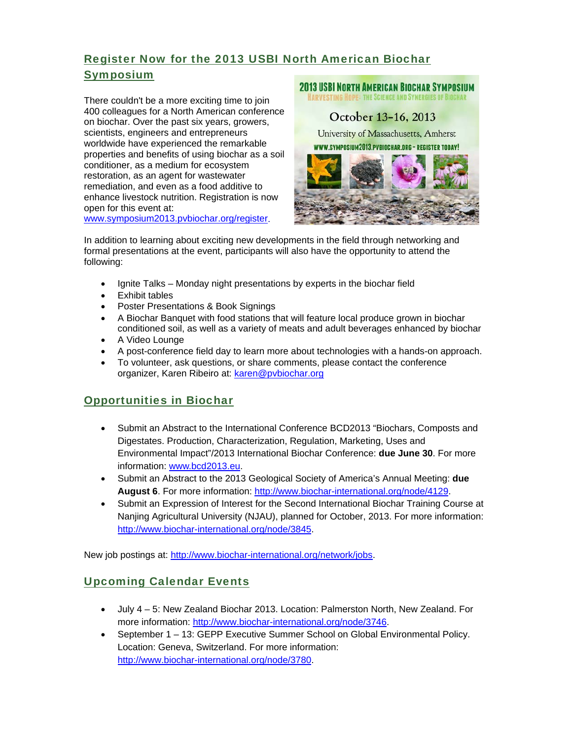## Register Now for the 2013 USBI North American Biochar Symposium

There couldn't be a more exciting time to join 400 colleagues for a North American conference on biochar. Over the past six years, growers, scientists, engineers and entrepreneurs worldwide have experienced the remarkable properties and benefits of using biochar as a soil conditioner, as a medium for ecosystem restoration, as an agent for wastewater remediation, and even as a food additive to enhance livestock nutrition. Registration is now open for this event at: www.symposium2013.pvbiochar.org/register.

2013 USBI NORTH AMERICAN BIOCHAR SYMPOSIUM
HARVESTING HOPE: THE SCIENCE AND SYNERGIES OF BIOCHAR
October 13-16, 2013
University of Massachusetts, Amherst
WWW.SYMPOSIUM2013.PVBIOCHAR.ORG - REGISTER TODAY!

In addition to learning about exciting new developments in the field through networking and formal presentations at the event, participants will also have the opportunity to attend the following:

- Ignite Talks – Monday night presentations by experts in the biochar field
- Exhibit tables
- Poster Presentations & Book Signings
- A Biochar Banquet with food stations that will feature local produce grown in biochar conditioned soil, as well as a variety of meats and adult beverages enhanced by biochar
- A Video Lounge
- A post-conference field day to learn more about technologies with a hands-on approach.
- To volunteer, ask questions, or share comments, please contact the conference organizer, Karen Ribeiro at: karen@pvbiochar.org

## Opportunities in Biochar

- Submit an Abstract to the International Conference BCD2013 "Biochars, Composts and Digestates. Production, Characterization, Regulation, Marketing, Uses and Environmental Impact"/2013 International Biochar Conference: **due June 30**. For more information: www.bcd2013.eu.
- Submit an Abstract to the 2013 Geological Society of America's Annual Meeting: **due August 6**. For more information: http://www.biochar-international.org/node/4129.
- Submit an Expression of Interest for the Second International Biochar Training Course at Nanjing Agricultural University (NJAU), planned for October, 2013. For more information: http://www.biochar-international.org/node/3845.

New job postings at: http://www.biochar-international.org/network/jobs.

## Upcoming Calendar Events

- July 4 – 5: New Zealand Biochar 2013. Location: Palmerston North, New Zealand. For more information: http://www.biochar-international.org/node/3746.
- September 1 – 13: GEPP Executive Summer School on Global Environmental Policy. Location: Geneva, Switzerland. For more information: http://www.biochar-international.org/node/3780.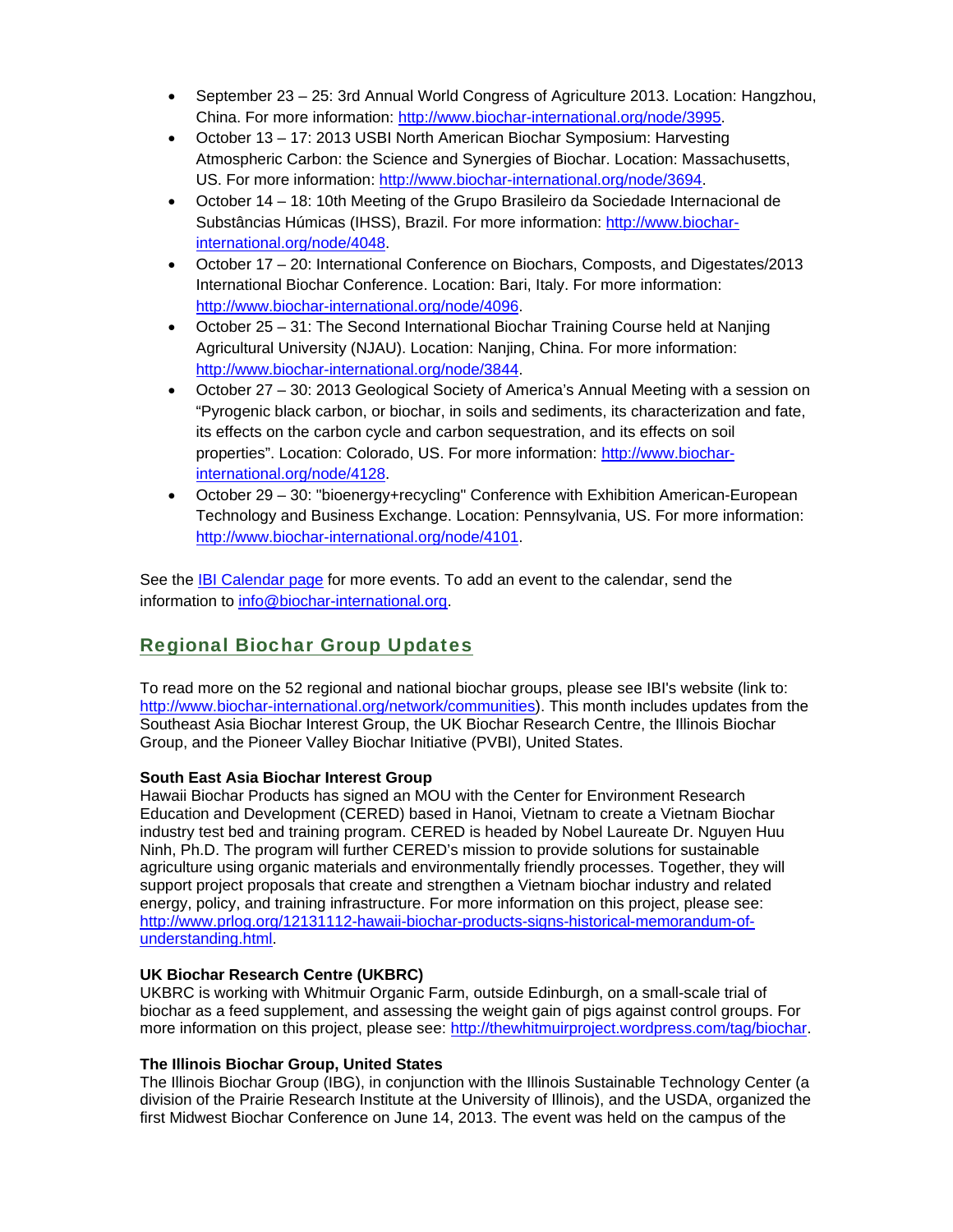- September 23 – 25: 3rd Annual World Congress of Agriculture 2013. Location: Hangzhou, China. For more information: http://www.biochar-international.org/node/3995.
- October 13 – 17: 2013 USBI North American Biochar Symposium: Harvesting Atmospheric Carbon: the Science and Synergies of Biochar. Location: Massachusetts, US. For more information: http://www.biochar-international.org/node/3694.
- October 14 – 18: 10th Meeting of the Grupo Brasileiro da Sociedade Internacional de Substâncias Húmicas (IHSS), Brazil. For more information: http://www.biochar-international.org/node/4048.
- October 17 – 20: International Conference on Biochars, Composts, and Digestates/2013 International Biochar Conference. Location: Bari, Italy. For more information: http://www.biochar-international.org/node/4096.
- October 25 – 31: The Second International Biochar Training Course held at Nanjing Agricultural University (NJAU). Location: Nanjing, China. For more information: http://www.biochar-international.org/node/3844.
- October 27 – 30: 2013 Geological Society of America's Annual Meeting with a session on "Pyrogenic black carbon, or biochar, in soils and sediments, its characterization and fate, its effects on the carbon cycle and carbon sequestration, and its effects on soil properties". Location: Colorado, US. For more information: http://www.biochar-international.org/node/4128.
- October 29 – 30: "bioenergy+recycling" Conference with Exhibition American-European Technology and Business Exchange. Location: Pennsylvania, US. For more information: http://www.biochar-international.org/node/4101.

See the IBI Calendar page for more events. To add an event to the calendar, send the information to info@biochar-international.org.

## Regional Biochar Group Updates

To read more on the 52 regional and national biochar groups, please see IBI's website (link to: http://www.biochar-international.org/network/communities). This month includes updates from the Southeast Asia Biochar Interest Group, the UK Biochar Research Centre, the Illinois Biochar Group, and the Pioneer Valley Biochar Initiative (PVBI), United States.

**South East Asia Biochar Interest Group**
Hawaii Biochar Products has signed an MOU with the Center for Environment Research Education and Development (CERED) based in Hanoi, Vietnam to create a Vietnam Biochar industry test bed and training program. CERED is headed by Nobel Laureate Dr. Nguyen Huu Ninh, Ph.D. The program will further CERED's mission to provide solutions for sustainable agriculture using organic materials and environmentally friendly processes. Together, they will support project proposals that create and strengthen a Vietnam biochar industry and related energy, policy, and training infrastructure. For more information on this project, please see: http://www.prlog.org/12131112-hawaii-biochar-products-signs-historical-memorandum-of-understanding.html.

**UK Biochar Research Centre (UKBRC)**
UKBRC is working with Whitmuir Organic Farm, outside Edinburgh, on a small-scale trial of biochar as a feed supplement, and assessing the weight gain of pigs against control groups. For more information on this project, please see: http://thewhitmuirproject.wordpress.com/tag/biochar.

**The Illinois Biochar Group, United States**
The Illinois Biochar Group (IBG), in conjunction with the Illinois Sustainable Technology Center (a division of the Prairie Research Institute at the University of Illinois), and the USDA, organized the first Midwest Biochar Conference on June 14, 2013. The event was held on the campus of the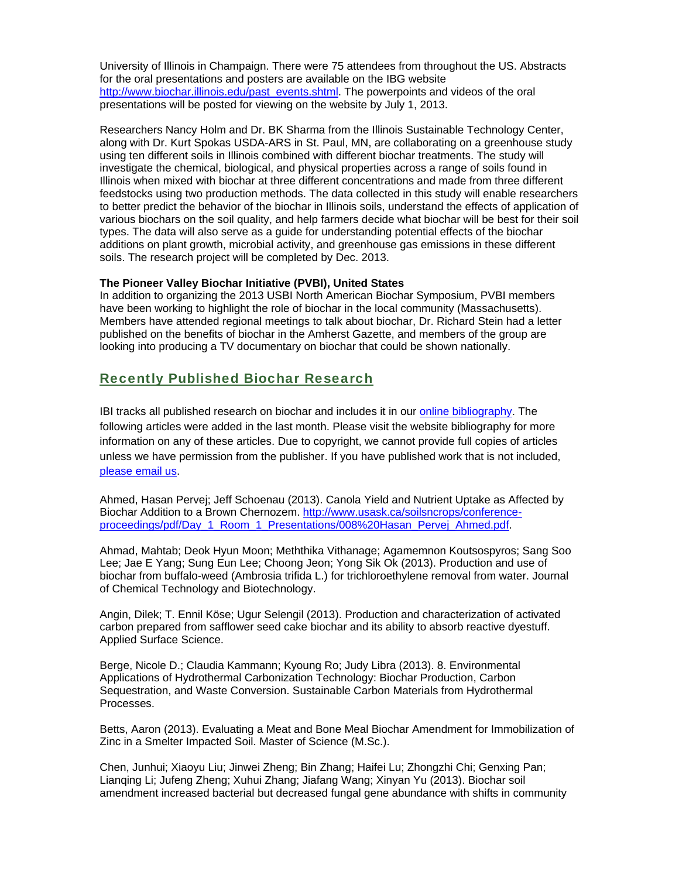University of Illinois in Champaign. There were 75 attendees from throughout the US. Abstracts for the oral presentations and posters are available on the IBG website http://www.biochar.illinois.edu/past_events.shtml. The powerpoints and videos of the oral presentations will be posted for viewing on the website by July 1, 2013.

Researchers Nancy Holm and Dr. BK Sharma from the Illinois Sustainable Technology Center, along with Dr. Kurt Spokas USDA-ARS in St. Paul, MN, are collaborating on a greenhouse study using ten different soils in Illinois combined with different biochar treatments. The study will investigate the chemical, biological, and physical properties across a range of soils found in Illinois when mixed with biochar at three different concentrations and made from three different feedstocks using two production methods. The data collected in this study will enable researchers to better predict the behavior of the biochar in Illinois soils, understand the effects of application of various biochars on the soil quality, and help farmers decide what biochar will be best for their soil types. The data will also serve as a guide for understanding potential effects of the biochar additions on plant growth, microbial activity, and greenhouse gas emissions in these different soils. The research project will be completed by Dec. 2013.

**The Pioneer Valley Biochar Initiative (PVBI), United States**
In addition to organizing the 2013 USBI North American Biochar Symposium, PVBI members have been working to highlight the role of biochar in the local community (Massachusetts). Members have attended regional meetings to talk about biochar, Dr. Richard Stein had a letter published on the benefits of biochar in the Amherst Gazette, and members of the group are looking into producing a TV documentary on biochar that could be shown nationally.

## Recently Published Biochar Research

IBI tracks all published research on biochar and includes it in our online bibliography. The following articles were added in the last month. Please visit the website bibliography for more information on any of these articles. Due to copyright, we cannot provide full copies of articles unless we have permission from the publisher. If you have published work that is not included, please email us.

Ahmed, Hasan Pervej; Jeff Schoenau (2013). Canola Yield and Nutrient Uptake as Affected by Biochar Addition to a Brown Chernozem. http://www.usask.ca/soilsncrops/conference-proceedings/pdf/Day_1_Room_1_Presentations/008%20Hasan_Pervej_Ahmed.pdf.

Ahmad, Mahtab; Deok Hyun Moon; Meththika Vithanage; Agamemnon Koutsospyros; Sang Soo Lee; Jae E Yang; Sung Eun Lee; Choong Jeon; Yong Sik Ok (2013). Production and use of biochar from buffalo-weed (Ambrosia trifida L.) for trichloroethylene removal from water. Journal of Chemical Technology and Biotechnology.

Angin, Dilek; T. Ennil Köse; Ugur Selengil (2013). Production and characterization of activated carbon prepared from safflower seed cake biochar and its ability to absorb reactive dyestuff. Applied Surface Science.

Berge, Nicole D.; Claudia Kammann; Kyoung Ro; Judy Libra (2013). 8. Environmental Applications of Hydrothermal Carbonization Technology: Biochar Production, Carbon Sequestration, and Waste Conversion. Sustainable Carbon Materials from Hydrothermal Processes.

Betts, Aaron (2013). Evaluating a Meat and Bone Meal Biochar Amendment for Immobilization of Zinc in a Smelter Impacted Soil. Master of Science (M.Sc.).

Chen, Junhui; Xiaoyu Liu; Jinwei Zheng; Bin Zhang; Haifei Lu; Zhongzhi Chi; Genxing Pan; Lianqing Li; Jufeng Zheng; Xuhui Zhang; Jiafang Wang; Xinyan Yu (2013). Biochar soil amendment increased bacterial but decreased fungal gene abundance with shifts in community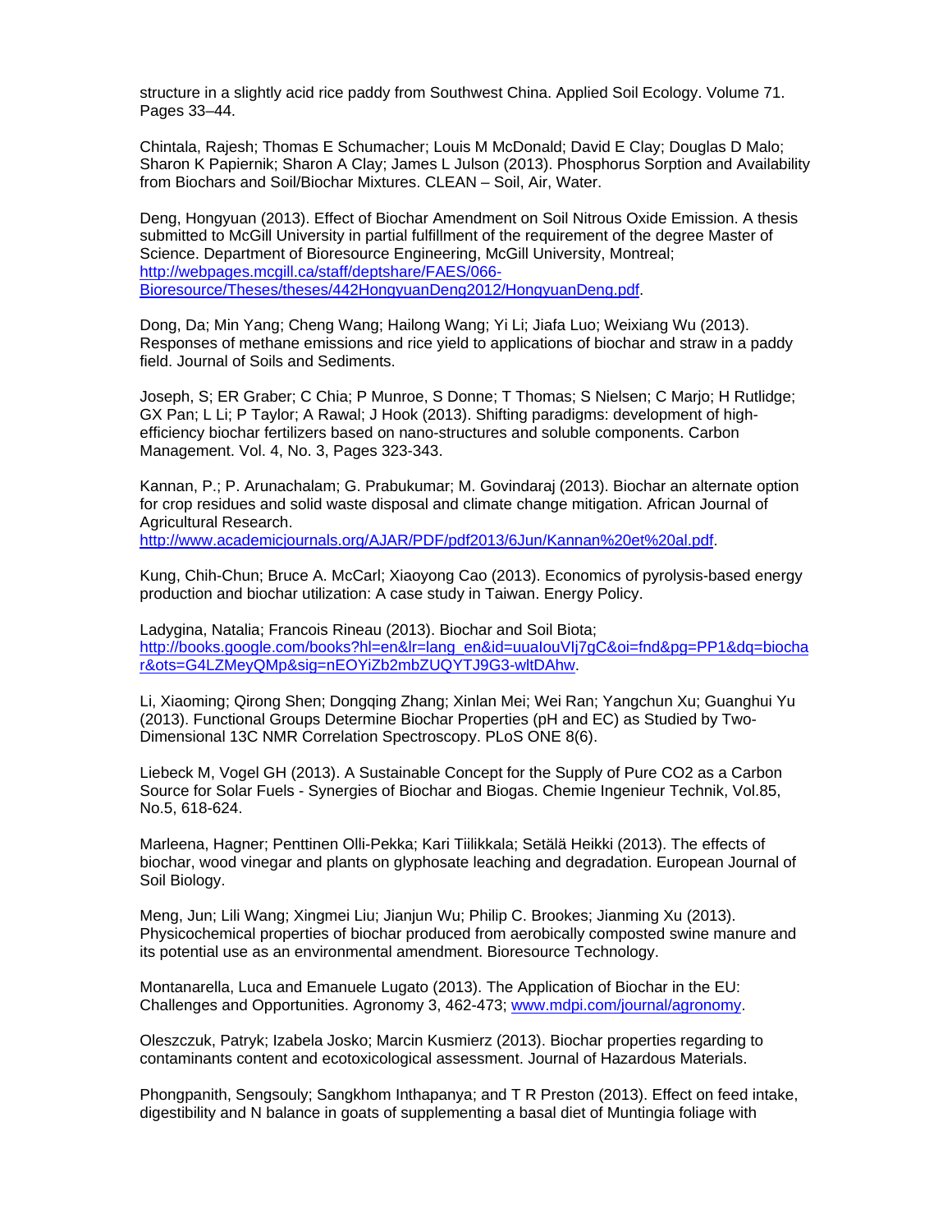structure in a slightly acid rice paddy from Southwest China. Applied Soil Ecology. Volume 71. Pages 33–44.

Chintala, Rajesh; Thomas E Schumacher; Louis M McDonald; David E Clay; Douglas D Malo; Sharon K Papiernik; Sharon A Clay; James L Julson (2013). Phosphorus Sorption and Availability from Biochars and Soil/Biochar Mixtures. CLEAN – Soil, Air, Water.

Deng, Hongyuan (2013). Effect of Biochar Amendment on Soil Nitrous Oxide Emission. A thesis submitted to McGill University in partial fulfillment of the requirement of the degree Master of Science. Department of Bioresource Engineering, McGill University, Montreal; http://webpages.mcgill.ca/staff/deptshare/FAES/066-Bioresource/Theses/theses/442HongyuanDeng2012/HongyuanDeng.pdf.

Dong, Da; Min Yang; Cheng Wang; Hailong Wang; Yi Li; Jiafa Luo; Weixiang Wu (2013). Responses of methane emissions and rice yield to applications of biochar and straw in a paddy field. Journal of Soils and Sediments.

Joseph, S; ER Graber; C Chia; P Munroe, S Donne; T Thomas; S Nielsen; C Marjo; H Rutlidge; GX Pan; L Li; P Taylor; A Rawal; J Hook (2013). Shifting paradigms: development of high-efficiency biochar fertilizers based on nano-structures and soluble components. Carbon Management. Vol. 4, No. 3, Pages 323-343.

Kannan, P.; P. Arunachalam; G. Prabukumar; M. Govindaraj (2013). Biochar an alternate option for crop residues and solid waste disposal and climate change mitigation. African Journal of Agricultural Research. http://www.academicjournals.org/AJAR/PDF/pdf2013/6Jun/Kannan%20et%20al.pdf.

Kung, Chih-Chun; Bruce A. McCarl; Xiaoyong Cao (2013). Economics of pyrolysis-based energy production and biochar utilization: A case study in Taiwan. Energy Policy.

Ladygina, Natalia; Francois Rineau (2013). Biochar and Soil Biota; http://books.google.com/books?hl=en&lr=lang_en&id=uuaIouVIj7gC&oi=fnd&pg=PP1&dq=biochar&ots=G4LZMeyQMp&sig=nEOYiZb2mbZUQYTJ9G3-wltDAhw.

Li, Xiaoming; Qirong Shen; Dongqing Zhang; Xinlan Mei; Wei Ran; Yangchun Xu; Guanghui Yu (2013). Functional Groups Determine Biochar Properties (pH and EC) as Studied by Two-Dimensional 13C NMR Correlation Spectroscopy. PLoS ONE 8(6).

Liebeck M, Vogel GH (2013). A Sustainable Concept for the Supply of Pure CO2 as a Carbon Source for Solar Fuels - Synergies of Biochar and Biogas. Chemie Ingenieur Technik, Vol.85, No.5, 618-624.

Marleena, Hagner; Penttinen Olli-Pekka; Kari Tiilikkala; Setälä Heikki (2013). The effects of biochar, wood vinegar and plants on glyphosate leaching and degradation. European Journal of Soil Biology.

Meng, Jun; Lili Wang; Xingmei Liu; Jianjun Wu; Philip C. Brookes; Jianming Xu (2013). Physicochemical properties of biochar produced from aerobically composted swine manure and its potential use as an environmental amendment. Bioresource Technology.

Montanarella, Luca and Emanuele Lugato (2013). The Application of Biochar in the EU: Challenges and Opportunities. Agronomy 3, 462-473; www.mdpi.com/journal/agronomy.

Oleszczuk, Patryk; Izabela Josko; Marcin Kusmierz (2013). Biochar properties regarding to contaminants content and ecotoxicological assessment. Journal of Hazardous Materials.

Phongpanith, Sengsouly; Sangkhom Inthapanya; and T R Preston (2013). Effect on feed intake, digestibility and N balance in goats of supplementing a basal diet of Muntingia foliage with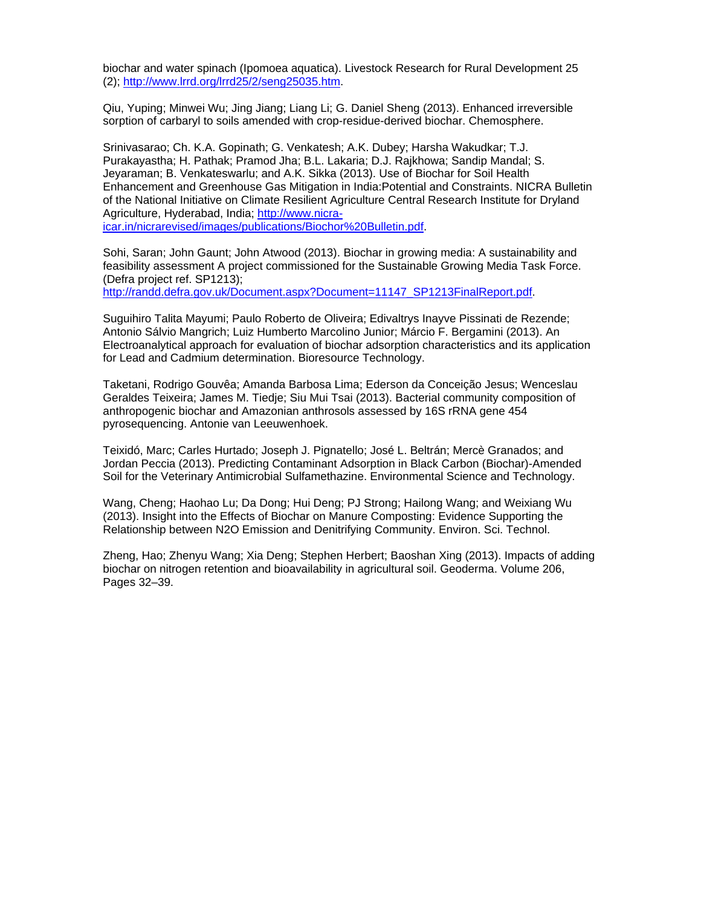biochar and water spinach (Ipomoea aquatica). Livestock Research for Rural Development 25 (2); http://www.lrrd.org/lrrd25/2/seng25035.htm.

Qiu, Yuping; Minwei Wu; Jing Jiang; Liang Li; G. Daniel Sheng (2013). Enhanced irreversible sorption of carbaryl to soils amended with crop-residue-derived biochar. Chemosphere.

Srinivasarao; Ch. K.A. Gopinath; G. Venkatesh; A.K. Dubey; Harsha Wakudkar; T.J. Purakayastha; H. Pathak; Pramod Jha; B.L. Lakaria; D.J. Rajkhowa; Sandip Mandal; S. Jeyaraman; B. Venkateswarlu; and A.K. Sikka (2013). Use of Biochar for Soil Health Enhancement and Greenhouse Gas Mitigation in India:Potential and Constraints. NICRA Bulletin of the National Initiative on Climate Resilient Agriculture Central Research Institute for Dryland Agriculture, Hyderabad, India; http://www.nicra-icar.in/nicrarevised/images/publications/Biochor%20Bulletin.pdf.

Sohi, Saran; John Gaunt; John Atwood (2013). Biochar in growing media: A sustainability and feasibility assessment A project commissioned for the Sustainable Growing Media Task Force. (Defra project ref. SP1213); http://randd.defra.gov.uk/Document.aspx?Document=11147_SP1213FinalReport.pdf.

Suguihiro Talita Mayumi; Paulo Roberto de Oliveira; Edivaltrys Inayve Pissinati de Rezende; Antonio Sálvio Mangrich; Luiz Humberto Marcolino Junior; Márcio F. Bergamini (2013). An Electroanalytical approach for evaluation of biochar adsorption characteristics and its application for Lead and Cadmium determination. Bioresource Technology.

Taketani, Rodrigo Gouvêa; Amanda Barbosa Lima; Ederson da Conceição Jesus; Wenceslau Geraldes Teixeira; James M. Tiedje; Siu Mui Tsai (2013). Bacterial community composition of anthropogenic biochar and Amazonian anthrosols assessed by 16S rRNA gene 454 pyrosequencing. Antonie van Leeuwenhoek.

Teixidó, Marc; Carles Hurtado; Joseph J. Pignatello; José L. Beltrán; Mercè Granados; and Jordan Peccia (2013). Predicting Contaminant Adsorption in Black Carbon (Biochar)-Amended Soil for the Veterinary Antimicrobial Sulfamethazine. Environmental Science and Technology.

Wang, Cheng; Haohao Lu; Da Dong; Hui Deng; PJ Strong; Hailong Wang; and Weixiang Wu (2013). Insight into the Effects of Biochar on Manure Composting: Evidence Supporting the Relationship between N2O Emission and Denitrifying Community. Environ. Sci. Technol.

Zheng, Hao; Zhenyu Wang; Xia Deng; Stephen Herbert; Baoshan Xing (2013). Impacts of adding biochar on nitrogen retention and bioavailability in agricultural soil. Geoderma. Volume 206, Pages 32–39.